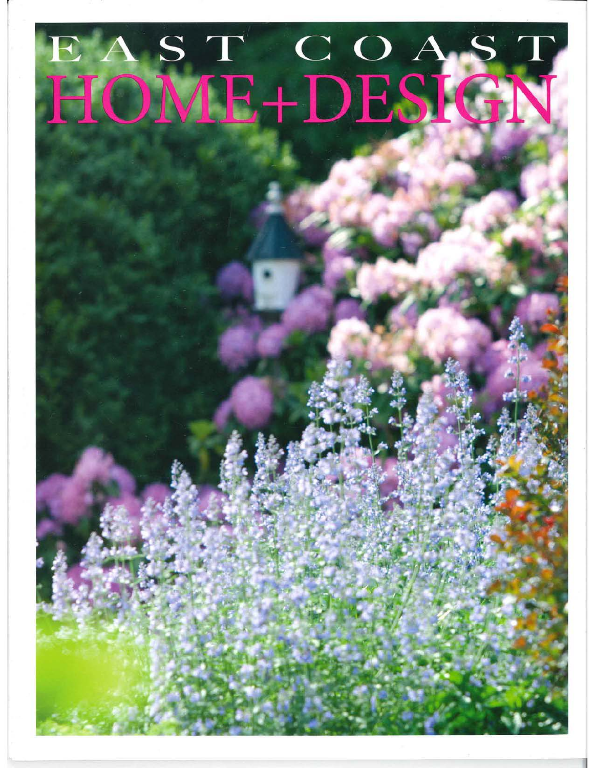# EAST COAST HOME+DESIGN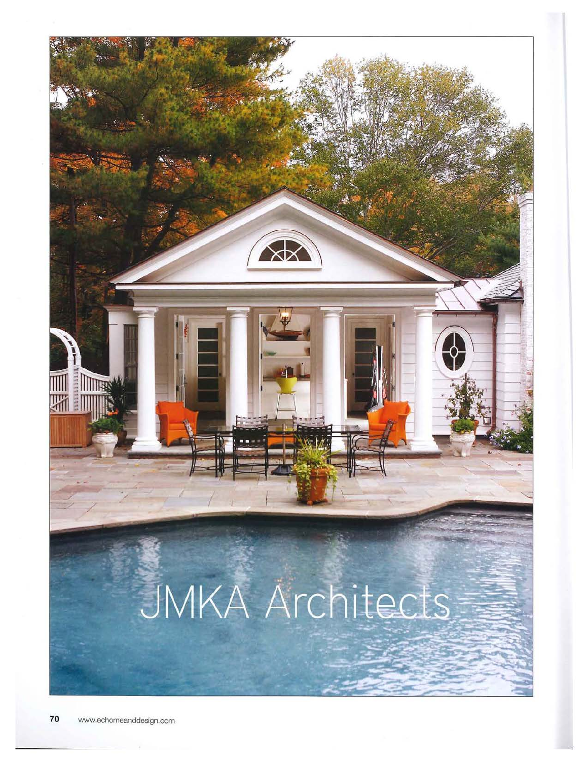# JMKA Architects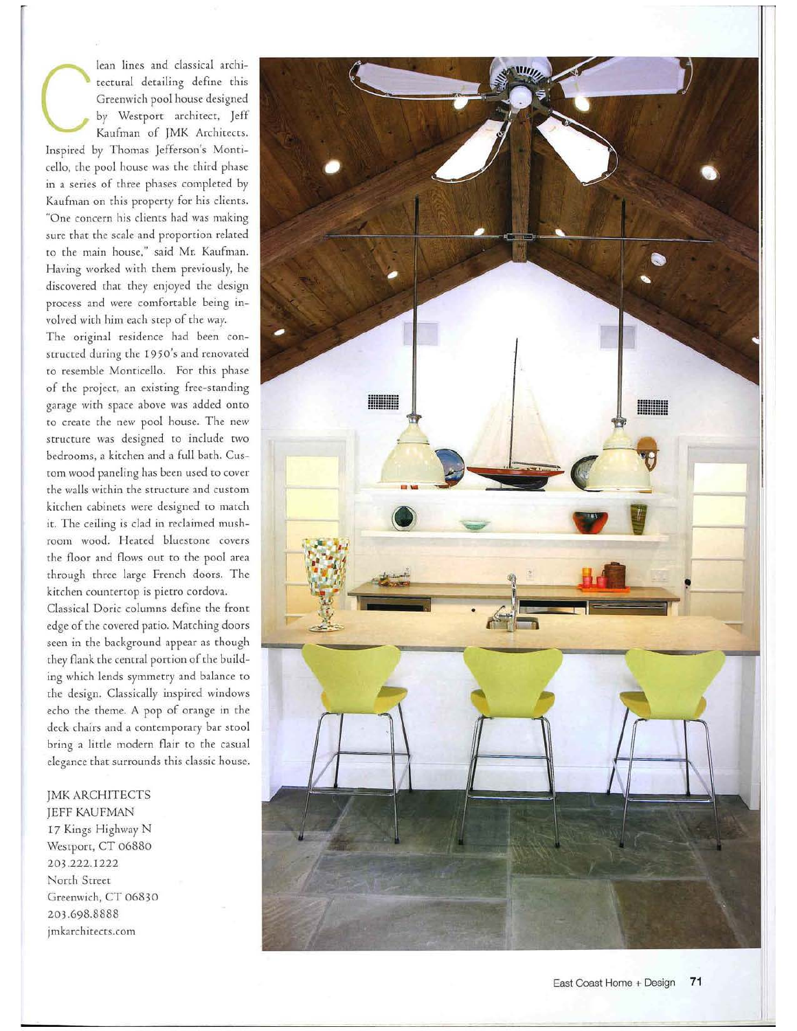Clean lines and classical architectural detailing define this Greenwich pool house designed by Westport architect, Jeff Kaufman of JMK Architects. Inspired by Thomas Jefferson's Monticello, the pool house was the third phase in a series of three phases completed by Kaufman on this property for his clients. "One concern his clients had was making sure that the scale and proportion related to the main house," said Mr. Kaufman. Having worked with them previously, he discovered that they enjoyed the design process and were comfortable being involved with him each step of the way.

The original residence had been constructed during the 1950's and renovated to resemble Monticello. For this phase of the project, an existing free-standing garage with space above was added onto to create the new pool house. The new structure was designed to include two bedrooms, a kitchen and a full bath. Custom wood paneling has been used to cover the walls within the structure and custom kitchen cabinets were designed to match it. The ceiling is clad in reclaimed mushroom wood. Heated bluestone covers the floor and flows out to the pool area through three large French doors. The kitchen countertop is pietro cordova.

Classical Doric columns define the front edge of the covered patio. Matching doors seen in the background appear as though they flank the central portion of the building which lends symmetry and balance to the design. Classically inspired windows echo the theme. A pop of orange in the deck chairs and a contemporary bar stool bring a little modern flair to the casual elegance that surrounds this classic house.

JMK ARCHITECTS
JEFF KAUFMAN
17 Kings Highway N
Westport, CT 06880
203.222.1222
North Street
Greenwich, CT 06830
203.698.8888
jmkarchitects.com